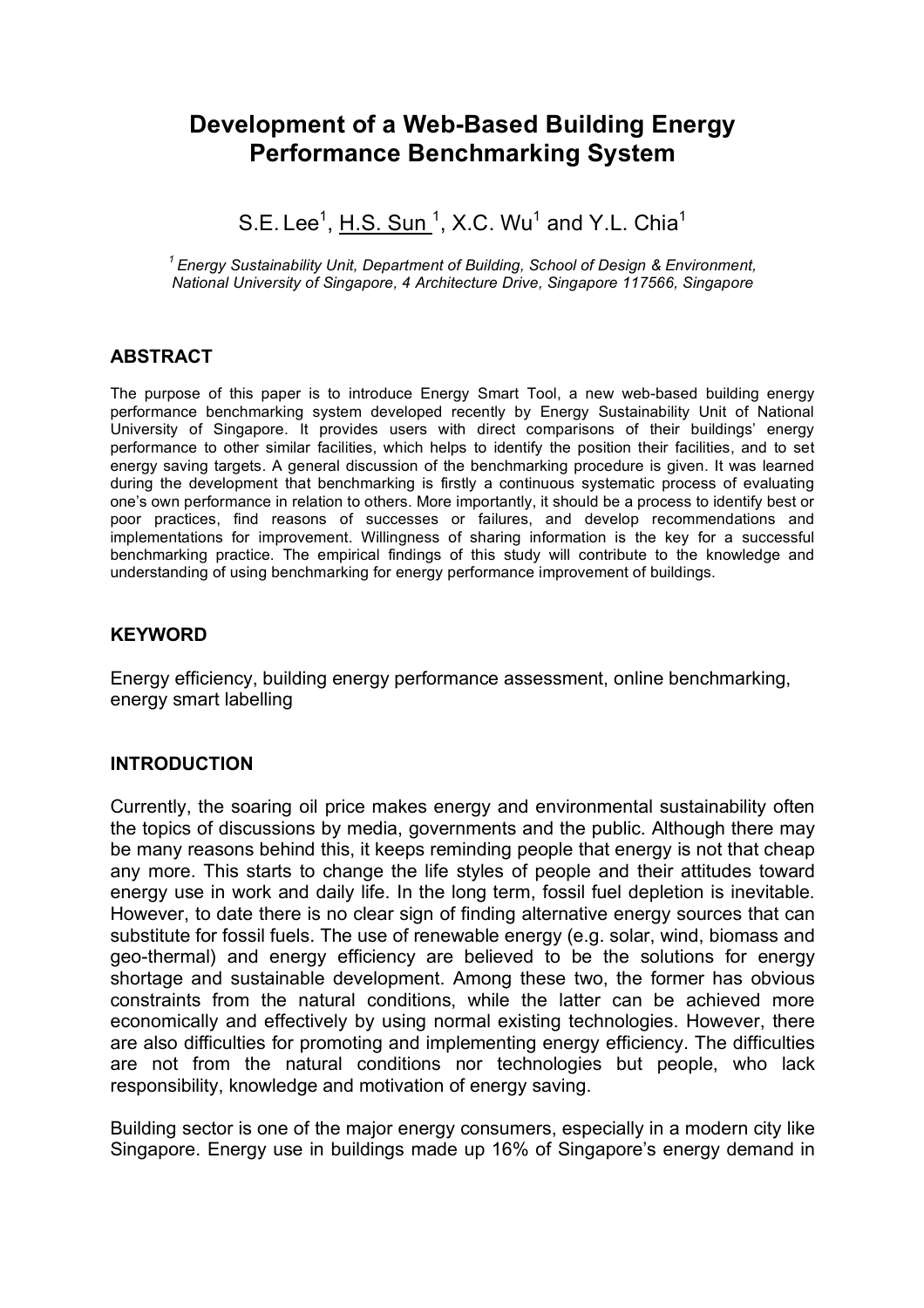# Development of a Web-Based Building Energy Performance Benchmarking System

S.E. Lee[1], H.S. Sun [1], X.C. Wu[1] and Y.L. Chia[1]

[1] *Energy Sustainability Unit, Department of Building, School of Design & Environment, National University of Singapore, 4 Architecture Drive, Singapore 117566, Singapore*

## ABSTRACT

The purpose of this paper is to introduce Energy Smart Tool, a new web-based building energy performance benchmarking system developed recently by Energy Sustainability Unit of National University of Singapore. It provides users with direct comparisons of their buildings' energy performance to other similar facilities, which helps to identify the position their facilities, and to set energy saving targets. A general discussion of the benchmarking procedure is given. It was learned during the development that benchmarking is firstly a continuous systematic process of evaluating one's own performance in relation to others. More importantly, it should be a process to identify best or poor practices, find reasons of successes or failures, and develop recommendations and implementations for improvement. Willingness of sharing information is the key for a successful benchmarking practice. The empirical findings of this study will contribute to the knowledge and understanding of using benchmarking for energy performance improvement of buildings.

## KEYWORD

Energy efficiency, building energy performance assessment, online benchmarking, energy smart labelling

## INTRODUCTION

Currently, the soaring oil price makes energy and environmental sustainability often the topics of discussions by media, governments and the public. Although there may be many reasons behind this, it keeps reminding people that energy is not that cheap any more. This starts to change the life styles of people and their attitudes toward energy use in work and daily life. In the long term, fossil fuel depletion is inevitable. However, to date there is no clear sign of finding alternative energy sources that can substitute for fossil fuels. The use of renewable energy (e.g. solar, wind, biomass and geo-thermal) and energy efficiency are believed to be the solutions for energy shortage and sustainable development. Among these two, the former has obvious constraints from the natural conditions, while the latter can be achieved more economically and effectively by using normal existing technologies. However, there are also difficulties for promoting and implementing energy efficiency. The difficulties are not from the natural conditions nor technologies but people, who lack responsibility, knowledge and motivation of energy saving.

Building sector is one of the major energy consumers, especially in a modern city like Singapore. Energy use in buildings made up 16% of Singapore's energy demand in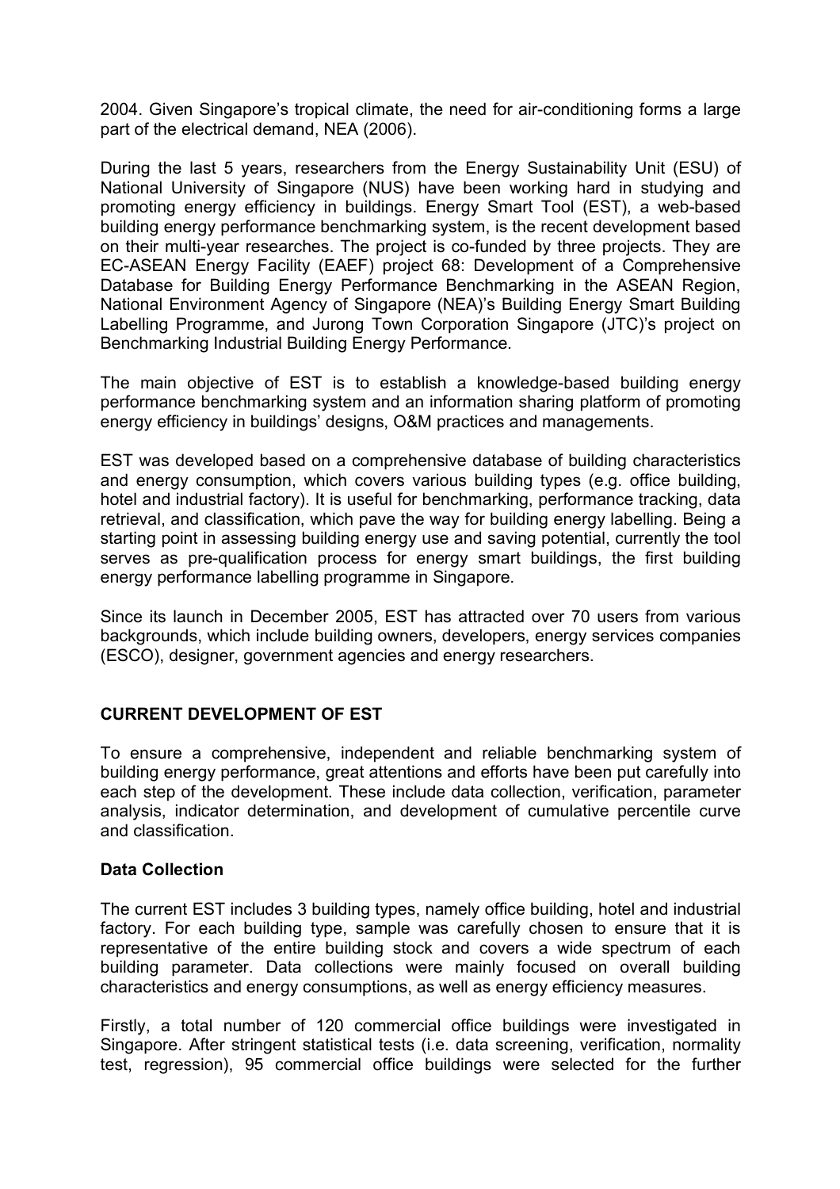2004. Given Singapore's tropical climate, the need for air-conditioning forms a large part of the electrical demand, NEA (2006).

During the last 5 years, researchers from the Energy Sustainability Unit (ESU) of National University of Singapore (NUS) have been working hard in studying and promoting energy efficiency in buildings. Energy Smart Tool (EST), a web-based building energy performance benchmarking system, is the recent development based on their multi-year researches. The project is co-funded by three projects. They are EC-ASEAN Energy Facility (EAEF) project 68: Development of a Comprehensive Database for Building Energy Performance Benchmarking in the ASEAN Region, National Environment Agency of Singapore (NEA)'s Building Energy Smart Building Labelling Programme, and Jurong Town Corporation Singapore (JTC)'s project on Benchmarking Industrial Building Energy Performance.

The main objective of EST is to establish a knowledge-based building energy performance benchmarking system and an information sharing platform of promoting energy efficiency in buildings' designs, O&M practices and managements.

EST was developed based on a comprehensive database of building characteristics and energy consumption, which covers various building types (e.g. office building, hotel and industrial factory). It is useful for benchmarking, performance tracking, data retrieval, and classification, which pave the way for building energy labelling. Being a starting point in assessing building energy use and saving potential, currently the tool serves as pre-qualification process for energy smart buildings, the first building energy performance labelling programme in Singapore.

Since its launch in December 2005, EST has attracted over 70 users from various backgrounds, which include building owners, developers, energy services companies (ESCO), designer, government agencies and energy researchers.

## CURRENT DEVELOPMENT OF EST

To ensure a comprehensive, independent and reliable benchmarking system of building energy performance, great attentions and efforts have been put carefully into each step of the development. These include data collection, verification, parameter analysis, indicator determination, and development of cumulative percentile curve and classification.

### Data Collection

The current EST includes 3 building types, namely office building, hotel and industrial factory. For each building type, sample was carefully chosen to ensure that it is representative of the entire building stock and covers a wide spectrum of each building parameter. Data collections were mainly focused on overall building characteristics and energy consumptions, as well as energy efficiency measures.

Firstly, a total number of 120 commercial office buildings were investigated in Singapore. After stringent statistical tests (i.e. data screening, verification, normality test, regression), 95 commercial office buildings were selected for the further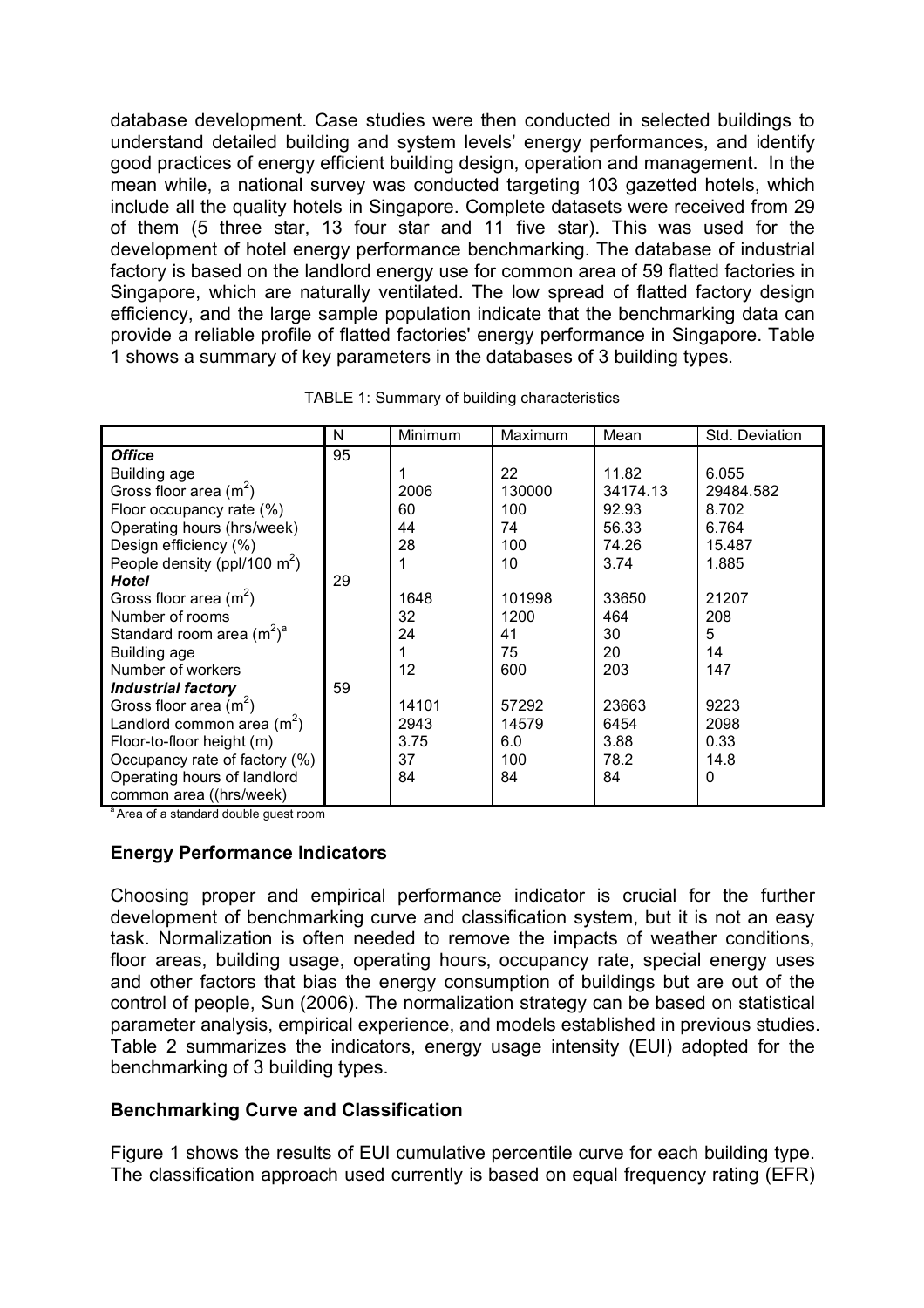database development. Case studies were then conducted in selected buildings to understand detailed building and system levels' energy performances, and identify good practices of energy efficient building design, operation and management. In the mean while, a national survey was conducted targeting 103 gazetted hotels, which include all the quality hotels in Singapore. Complete datasets were received from 29 of them (5 three star, 13 four star and 11 five star). This was used for the development of hotel energy performance benchmarking. The database of industrial factory is based on the landlord energy use for common area of 59 flatted factories in Singapore, which are naturally ventilated. The low spread of flatted factory design efficiency, and the large sample population indicate that the benchmarking data can provide a reliable profile of flatted factories' energy performance in Singapore. Table 1 shows a summary of key parameters in the databases of 3 building types.

TABLE 1: Summary of building characteristics

| | N | Minimum | Maximum | Mean | Std. Deviation |
|---|---|---|---|---|---|
| ***Office*** | 95 | | | | |
| Building age | | 1 | 22 | 11.82 | 6.055 |
| Gross floor area ($m^2$) | | 2006 | 130000 | 34174.13 | 29484.582 |
| Floor occupancy rate (%) | | 60 | 100 | 92.93 | 8.702 |
| Operating hours (hrs/week) | | 44 | 74 | 56.33 | 6.764 |
| Design efficiency (%) | | 28 | 100 | 74.26 | 15.487 |
| People density (ppl/100 $m^2$) | | 1 | 10 | 3.74 | 1.885 |
| ***Hotel*** | 29 | | | | |
| Gross floor area ($m^2$) | | 1648 | 101998 | 33650 | 21207 |
| Number of rooms | | 32 | 1200 | 464 | 208 |
| Standard room area ($m^2$)[a] | | 24 | 41 | 30 | 5 |
| Building age | | 1 | 75 | 20 | 14 |
| Number of workers | | 12 | 600 | 203 | 147 |
| ***Industrial factory*** | 59 | | | | |
| Gross floor area ($m^2$) | | 14101 | 57292 | 23663 | 9223 |
| Landlord common area ($m^2$) | | 2943 | 14579 | 6454 | 2098 |
| Floor-to-floor height (m) | | 3.75 | 6.0 | 3.88 | 0.33 |
| Occupancy rate of factory (%) | | 37 | 100 | 78.2 | 14.8 |
| Operating hours of landlord common area ((hrs/week) | | 84 | 84 | 84 | 0 |

[a] Area of a standard double guest room

## Energy Performance Indicators

Choosing proper and empirical performance indicator is crucial for the further development of benchmarking curve and classification system, but it is not an easy task. Normalization is often needed to remove the impacts of weather conditions, floor areas, building usage, operating hours, occupancy rate, special energy uses and other factors that bias the energy consumption of buildings but are out of the control of people, Sun (2006). The normalization strategy can be based on statistical parameter analysis, empirical experience, and models established in previous studies. Table 2 summarizes the indicators, energy usage intensity (EUI) adopted for the benchmarking of 3 building types.

## Benchmarking Curve and Classification

Figure 1 shows the results of EUI cumulative percentile curve for each building type. The classification approach used currently is based on equal frequency rating (EFR)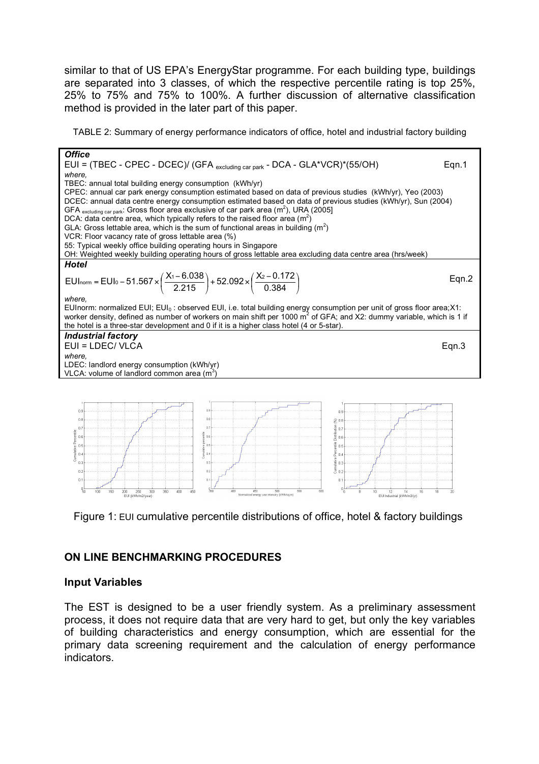similar to that of US EPA's EnergyStar programme. For each building type, buildings are separated into 3 classes, of which the respective percentile rating is top 25%, 25% to 75% and 75% to 100%. A further discussion of alternative classification method is provided in the later part of this paper.

TABLE 2: Summary of energy performance indicators of office, hotel and industrial factory building

***Office***

$$EUI = (TBEC - CPEC - DCEC)/ (GFA_{excluding\ car\ park} - DCA - GLA*VCR)*(55/OH) \quad \text{Eqn.1}$$

*where,*

TBEC: annual total building energy consumption (kWh/yr)
CPEC: annual car park energy consumption estimated based on data of previous studies (kWh/yr), Yeo (2003)
DCEC: annual data centre energy consumption estimated based on data of previous studies (kWh/yr), Sun (2004)
$GFA_{excluding\ car\ park}$: Gross floor area exclusive of car park area ($m^2$), URA (2005]
DCA: data centre area, which typically refers to the raised floor area ($m^2$)
GLA: Gross lettable area, which is the sum of functional areas in building ($m^2$)
VCR: Floor vacancy rate of gross lettable area (%)
55: Typical weekly office building operating hours in Singapore
OH: Weighted weekly building operating hours of gross lettable area excluding data centre area (hrs/week)

***Hotel***

$$EUI_{norm} = EUI_0 - 51.567 \times \left(\frac{X_1 - 6.038}{2.215}\right) + 52.092 \times \left(\frac{X_2 - 0.172}{0.384}\right) \quad \text{Eqn.2}$$

*where,*

EUInorm: normalized EUI; $EUI_0$ : observed EUI, i.e. total building energy consumption per unit of gross floor area;X1: worker density, defined as number of workers on main shift per 1000 $m^2$ of GFA; and X2: dummy variable, which is 1 if the hotel is a three-star development and 0 if it is a higher class hotel (4 or 5-star).

***Industrial factory***

$$EUI = LDEC/ VLCA \quad \text{Eqn.3}$$

*where,*

LDEC: landlord energy consumption (kWh/yr)
VLCA: volume of landlord common area ($m^3$)

Figure 1: EUI cumulative percentile distributions of office, hotel & factory buildings

## ON LINE BENCHMARKING PROCEDURES

### Input Variables

The EST is designed to be a user friendly system. As a preliminary assessment process, it does not require data that are very hard to get, but only the key variables of building characteristics and energy consumption, which are essential for the primary data screening requirement and the calculation of energy performance indicators.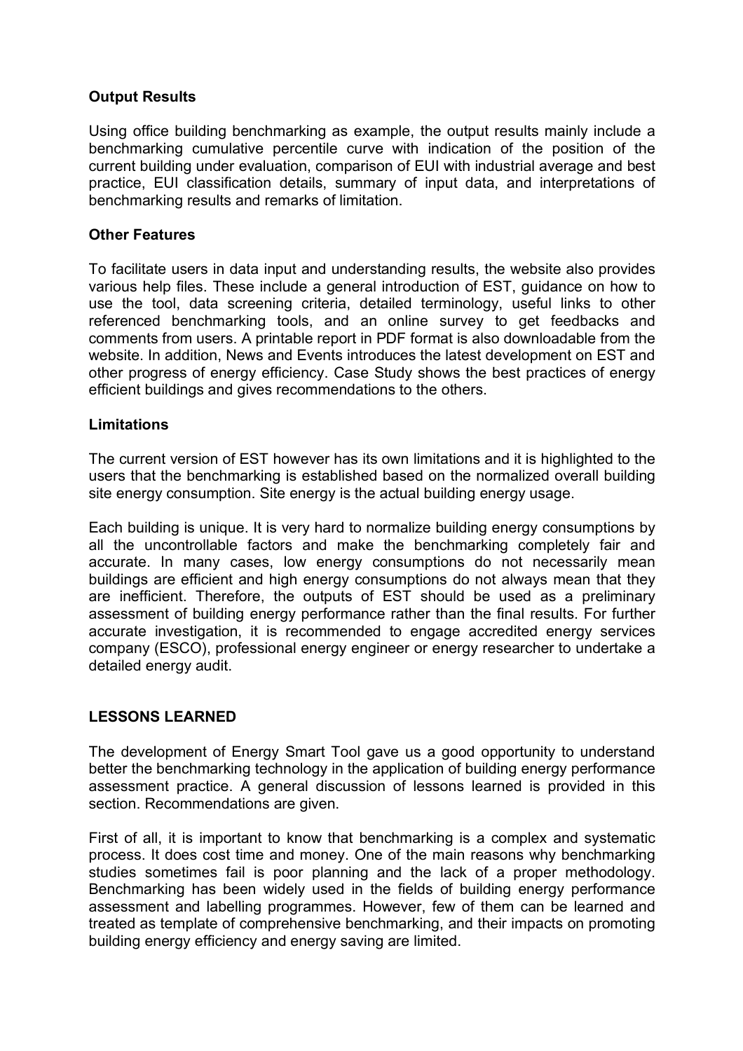### Output Results

Using office building benchmarking as example, the output results mainly include a benchmarking cumulative percentile curve with indication of the position of the current building under evaluation, comparison of EUI with industrial average and best practice, EUI classification details, summary of input data, and interpretations of benchmarking results and remarks of limitation.

### Other Features

To facilitate users in data input and understanding results, the website also provides various help files. These include a general introduction of EST, guidance on how to use the tool, data screening criteria, detailed terminology, useful links to other referenced benchmarking tools, and an online survey to get feedbacks and comments from users. A printable report in PDF format is also downloadable from the website. In addition, News and Events introduces the latest development on EST and other progress of energy efficiency. Case Study shows the best practices of energy efficient buildings and gives recommendations to the others.

### Limitations

The current version of EST however has its own limitations and it is highlighted to the users that the benchmarking is established based on the normalized overall building site energy consumption. Site energy is the actual building energy usage.

Each building is unique. It is very hard to normalize building energy consumptions by all the uncontrollable factors and make the benchmarking completely fair and accurate. In many cases, low energy consumptions do not necessarily mean buildings are efficient and high energy consumptions do not always mean that they are inefficient. Therefore, the outputs of EST should be used as a preliminary assessment of building energy performance rather than the final results. For further accurate investigation, it is recommended to engage accredited energy services company (ESCO), professional energy engineer or energy researcher to undertake a detailed energy audit.

## LESSONS LEARNED

The development of Energy Smart Tool gave us a good opportunity to understand better the benchmarking technology in the application of building energy performance assessment practice. A general discussion of lessons learned is provided in this section. Recommendations are given.

First of all, it is important to know that benchmarking is a complex and systematic process. It does cost time and money. One of the main reasons why benchmarking studies sometimes fail is poor planning and the lack of a proper methodology. Benchmarking has been widely used in the fields of building energy performance assessment and labelling programmes. However, few of them can be learned and treated as template of comprehensive benchmarking, and their impacts on promoting building energy efficiency and energy saving are limited.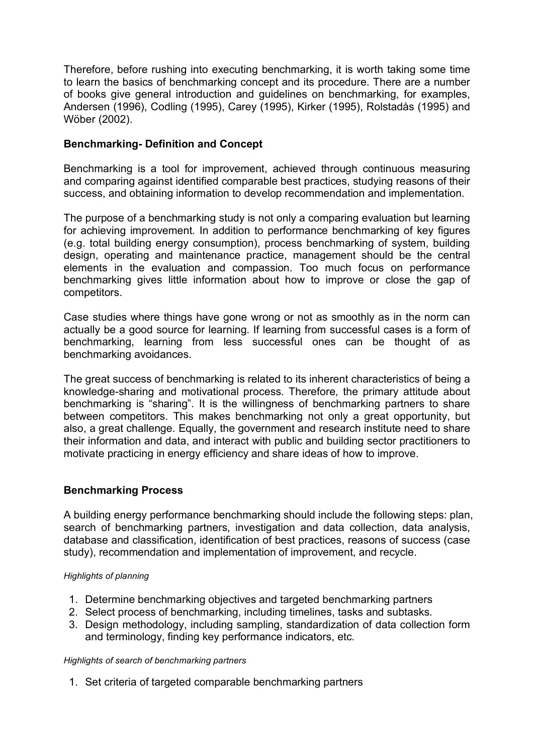Therefore, before rushing into executing benchmarking, it is worth taking some time to learn the basics of benchmarking concept and its procedure. There are a number of books give general introduction and guidelines on benchmarking, for examples, Andersen (1996), Codling (1995), Carey (1995), Kirker (1995), Rolstadås (1995) and Wöber (2002).

## Benchmarking- Definition and Concept

Benchmarking is a tool for improvement, achieved through continuous measuring and comparing against identified comparable best practices, studying reasons of their success, and obtaining information to develop recommendation and implementation.

The purpose of a benchmarking study is not only a comparing evaluation but learning for achieving improvement. In addition to performance benchmarking of key figures (e.g. total building energy consumption), process benchmarking of system, building design, operating and maintenance practice, management should be the central elements in the evaluation and compassion. Too much focus on performance benchmarking gives little information about how to improve or close the gap of competitors.

Case studies where things have gone wrong or not as smoothly as in the norm can actually be a good source for learning. If learning from successful cases is a form of benchmarking, learning from less successful ones can be thought of as benchmarking avoidances.

The great success of benchmarking is related to its inherent characteristics of being a knowledge-sharing and motivational process. Therefore, the primary attitude about benchmarking is "sharing". It is the willingness of benchmarking partners to share between competitors. This makes benchmarking not only a great opportunity, but also, a great challenge. Equally, the government and research institute need to share their information and data, and interact with public and building sector practitioners to motivate practicing in energy efficiency and share ideas of how to improve.

## Benchmarking Process

A building energy performance benchmarking should include the following steps: plan, search of benchmarking partners, investigation and data collection, data analysis, database and classification, identification of best practices, reasons of success (case study), recommendation and implementation of improvement, and recycle.

*Highlights of planning*

1. Determine benchmarking objectives and targeted benchmarking partners
2. Select process of benchmarking, including timelines, tasks and subtasks.
3. Design methodology, including sampling, standardization of data collection form and terminology, finding key performance indicators, etc.

*Highlights of search of benchmarking partners*

1. Set criteria of targeted comparable benchmarking partners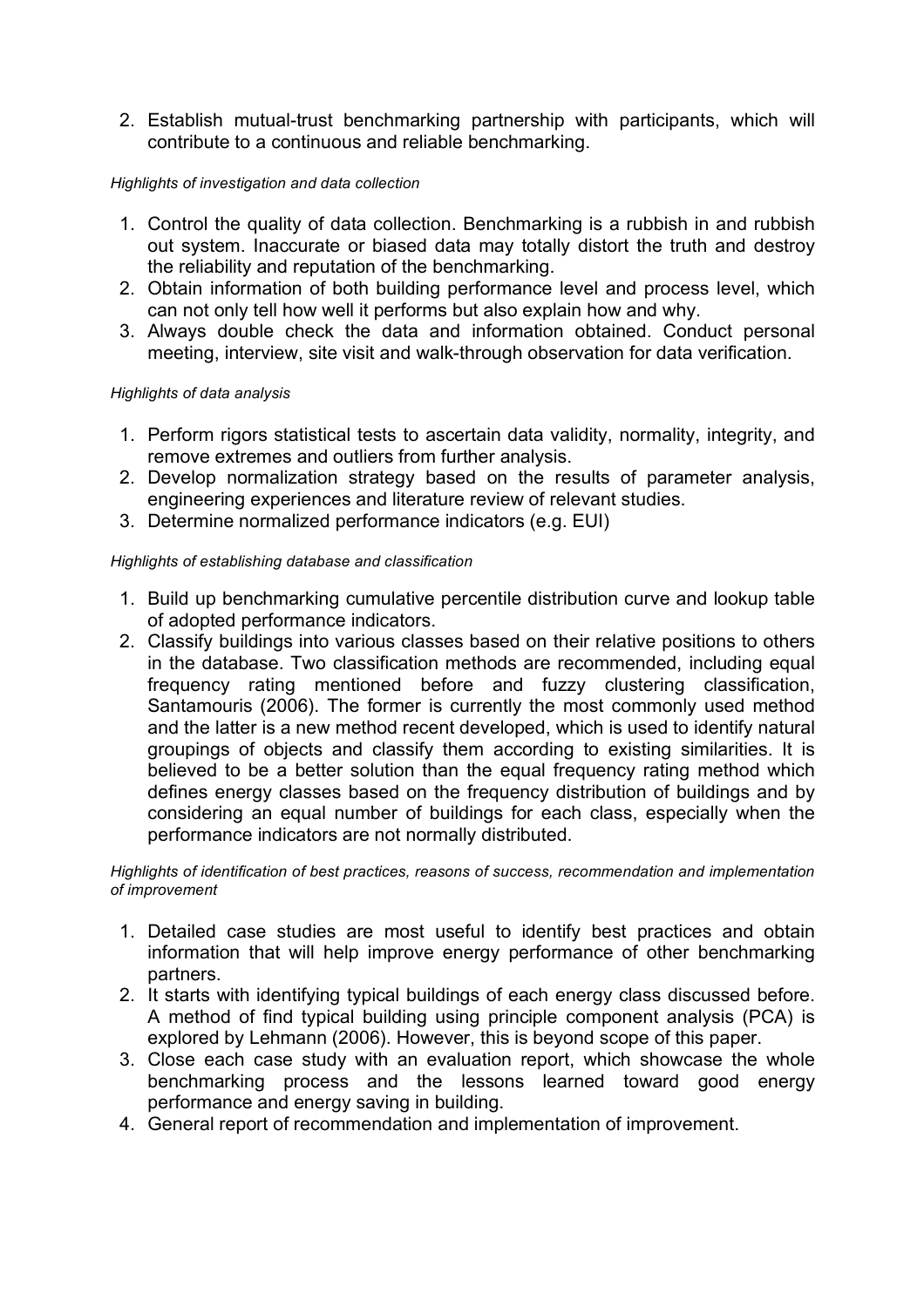2. Establish mutual-trust benchmarking partnership with participants, which will contribute to a continuous and reliable benchmarking.

*Highlights of investigation and data collection*

1. Control the quality of data collection. Benchmarking is a rubbish in and rubbish out system. Inaccurate or biased data may totally distort the truth and destroy the reliability and reputation of the benchmarking.
2. Obtain information of both building performance level and process level, which can not only tell how well it performs but also explain how and why.
3. Always double check the data and information obtained. Conduct personal meeting, interview, site visit and walk-through observation for data verification.

*Highlights of data analysis*

1. Perform rigors statistical tests to ascertain data validity, normality, integrity, and remove extremes and outliers from further analysis.
2. Develop normalization strategy based on the results of parameter analysis, engineering experiences and literature review of relevant studies.
3. Determine normalized performance indicators (e.g. EUI)

*Highlights of establishing database and classification*

1. Build up benchmarking cumulative percentile distribution curve and lookup table of adopted performance indicators.
2. Classify buildings into various classes based on their relative positions to others in the database. Two classification methods are recommended, including equal frequency rating mentioned before and fuzzy clustering classification, Santamouris (2006). The former is currently the most commonly used method and the latter is a new method recent developed, which is used to identify natural groupings of objects and classify them according to existing similarities. It is believed to be a better solution than the equal frequency rating method which defines energy classes based on the frequency distribution of buildings and by considering an equal number of buildings for each class, especially when the performance indicators are not normally distributed.

*Highlights of identification of best practices, reasons of success, recommendation and implementation of improvement*

1. Detailed case studies are most useful to identify best practices and obtain information that will help improve energy performance of other benchmarking partners.
2. It starts with identifying typical buildings of each energy class discussed before. A method of find typical building using principle component analysis (PCA) is explored by Lehmann (2006). However, this is beyond scope of this paper.
3. Close each case study with an evaluation report, which showcase the whole benchmarking process and the lessons learned toward good energy performance and energy saving in building.
4. General report of recommendation and implementation of improvement.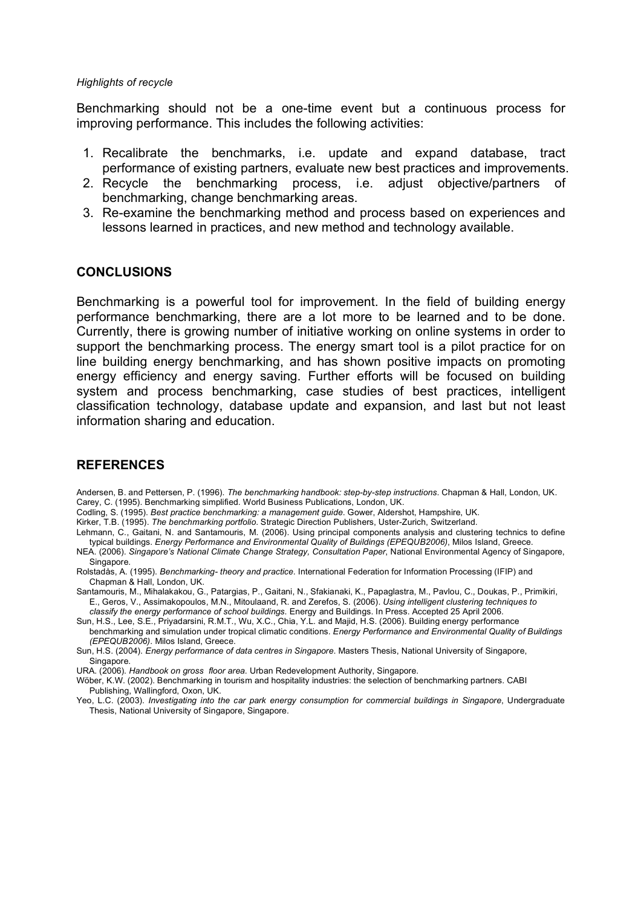*Highlights of recycle*

Benchmarking should not be a one-time event but a continuous process for improving performance. This includes the following activities:

1. Recalibrate the benchmarks, i.e. update and expand database, tract performance of existing partners, evaluate new best practices and improvements.
2. Recycle the benchmarking process, i.e. adjust objective/partners of benchmarking, change benchmarking areas.
3. Re-examine the benchmarking method and process based on experiences and lessons learned in practices, and new method and technology available.

## CONCLUSIONS

Benchmarking is a powerful tool for improvement. In the field of building energy performance benchmarking, there are a lot more to be learned and to be done. Currently, there is growing number of initiative working on online systems in order to support the benchmarking process. The energy smart tool is a pilot practice for on line building energy benchmarking, and has shown positive impacts on promoting energy efficiency and energy saving. Further efforts will be focused on building system and process benchmarking, case studies of best practices, intelligent classification technology, database update and expansion, and last but not least information sharing and education.

## REFERENCES

Andersen, B. and Pettersen, P. (1996). *The benchmarking handbook: step-by-step instructions*. Chapman & Hall, London, UK.

Carey, C. (1995). Benchmarking simplified. World Business Publications, London, UK.

Codling, S. (1995). *Best practice benchmarking: a management guide*. Gower, Aldershot, Hampshire, UK.

Kirker, T.B. (1995). *The benchmarking portfolio*. Strategic Direction Publishers, Uster-Zurich, Switzerland.

Lehmann, C., Gaitani, N. and Santamouris, M. (2006). Using principal components analysis and clustering technics to define typical buildings. *Energy Performance and Environmental Quality of Buildings (EPEQUB2006)*, Milos Island, Greece.

NEA. (2006). *Singapore's National Climate Change Strategy, Consultation Paper*, National Environmental Agency of Singapore, Singapore.

Rolstadås, A. (1995). *Benchmarking- theory and practice*. International Federation for Information Processing (IFIP) and Chapman & Hall, London, UK.

Santamouris, M., Mihalakakou, G., Patargias, P., Gaitani, N., Sfakianaki, K., Papaglastra, M., Pavlou, C., Doukas, P., Primikiri, E., Geros, V., Assimakopoulos, M.N., Mitoulaand, R. and Zerefos, S. (2006). *Using intelligent clustering techniques to classify the energy performance of school buildings*. Energy and Buildings. In Press. Accepted 25 April 2006.

Sun, H.S., Lee, S.E., Priyadarsini, R.M.T., Wu, X.C., Chia, Y.L. and Majid, H.S. (2006). Building energy performance benchmarking and simulation under tropical climatic conditions. *Energy Performance and Environmental Quality of Buildings (EPEQUB2006)*. Milos Island, Greece.

Sun, H.S. (2004). *Energy performance of data centres in Singapore*. Masters Thesis, National University of Singapore, Singapore.

URA. (2006). *Handbook on gross floor area*. Urban Redevelopment Authority, Singapore.

Wöber, K.W. (2002). Benchmarking in tourism and hospitality industries: the selection of benchmarking partners. CABI Publishing, Wallingford, Oxon, UK.

Yeo, L.C. (2003). *Investigating into the car park energy consumption for commercial buildings in Singapore*, Undergraduate Thesis, National University of Singapore, Singapore.